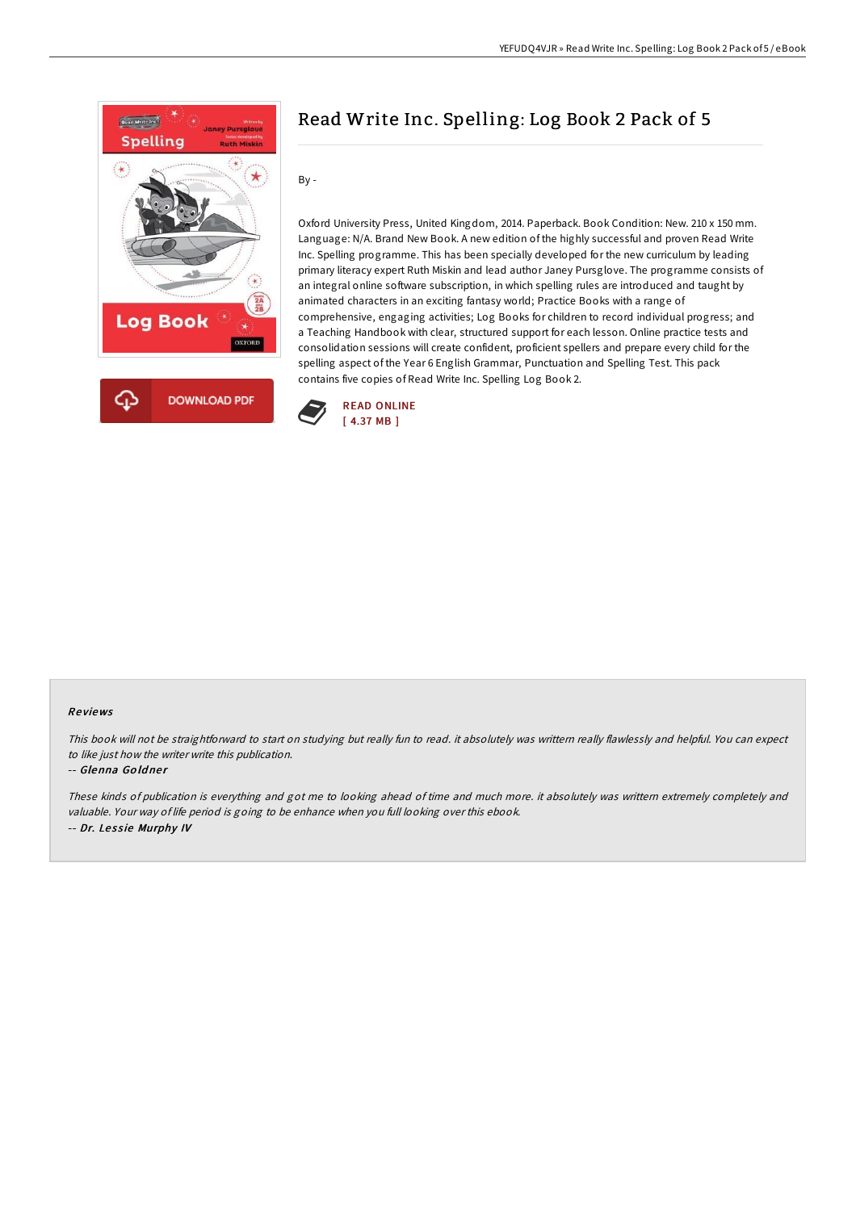# Read Write Inc. Spelling: Log Book 2 Pack of 5

By -

Oxford University Press, United Kingdom, 2014. Paperback. Book Condition: New. 210 x 150 mm. Language: N/A. Brand New Book. A new edition of the highly successful and proven Read Write Inc. Spelling programme. This has been specially developed for the new curriculum by leading primary literacy expert Ruth Miskin and lead author Janey Pursglove. The programme consists of an integral online software subscription, in which spelling rules are introduced and taught by animated characters in an exciting fantasy world; Practice Books with a range of comprehensive, engaging activities; Log Books for children to record individual progress; and a Teaching Handbook with clear, structured support for each lesson. Online practice tests and consolidation sessions will create confident, proficient spellers and prepare every child for the spelling aspect of the Year 6 English Grammar, Punctuation and Spelling Test. This pack contains five copies of Read Write Inc. Spelling Log Book 2.

READ ONLINE
[ 4.37 MB ]

## Reviews

*This book will not be straightforward to start on studying but really fun to read. it absolutely was writtern really flawlessly and helpful. You can expect to like just how the writer write this publication.*

-- ***Glenna Goldner***

*These kinds of publication is everything and got me to looking ahead of time and much more. it absolutely was written extremely completely and valuable. Your way of life period is going to be enhance when you full looking over this ebook.*

-- ***Dr. Lessie Murphy IV***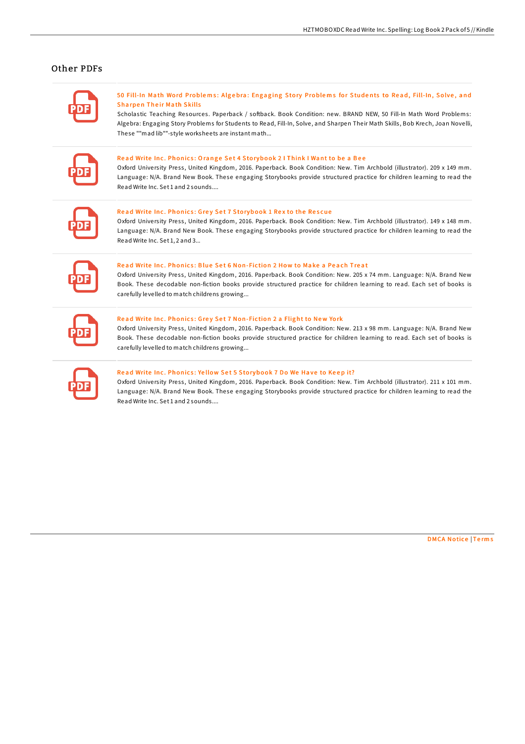## Other PDFs

### 50 Fill-In Math Word Problems: Algebra: Engaging Story Problems for Students to Read, Fill-In, Solve, and Sharpen Their Math Skills

Scholastic Teaching Resources. Paperback / softback. Book Condition: new. BRAND NEW, 50 Fill-In Math Word Problems: Algebra: Engaging Story Problems for Students to Read, Fill-In, Solve, and Sharpen Their Math Skills, Bob Krech, Joan Novelli, These ""mad lib""-style worksheets are instant math...

### Read Write Inc. Phonics: Orange Set 4 Storybook 2 I Think I Want to be a Bee

Oxford University Press, United Kingdom, 2016. Paperback. Book Condition: New. Tim Archbold (illustrator). 209 x 149 mm. Language: N/A. Brand New Book. These engaging Storybooks provide structured practice for children learning to read the Read Write Inc. Set 1 and 2 sounds....

### Read Write Inc. Phonics: Grey Set 7 Storybook 1 Rex to the Rescue

Oxford University Press, United Kingdom, 2016. Paperback. Book Condition: New. Tim Archbold (illustrator). 149 x 148 mm. Language: N/A. Brand New Book. These engaging Storybooks provide structured practice for children learning to read the Read Write Inc. Set 1, 2 and 3...

### Read Write Inc. Phonics: Blue Set 6 Non-Fiction 2 How to Make a Peach Treat

Oxford University Press, United Kingdom, 2016. Paperback. Book Condition: New. 205 x 74 mm. Language: N/A. Brand New Book. These decodable non-fiction books provide structured practice for children learning to read. Each set of books is carefully levelled to match childrens growing...

### Read Write Inc. Phonics: Grey Set 7 Non-Fiction 2 a Flight to New York

Oxford University Press, United Kingdom, 2016. Paperback. Book Condition: New. 213 x 98 mm. Language: N/A. Brand New Book. These decodable non-fiction books provide structured practice for children learning to read. Each set of books is carefully levelled to match childrens growing...

### Read Write Inc. Phonics: Yellow Set 5 Storybook 7 Do We Have to Keep it?

Oxford University Press, United Kingdom, 2016. Paperback. Book Condition: New. Tim Archbold (illustrator). 211 x 101 mm. Language: N/A. Brand New Book. These engaging Storybooks provide structured practice for children learning to read the Read Write Inc. Set 1 and 2 sounds....

DMCA Notice | Terms